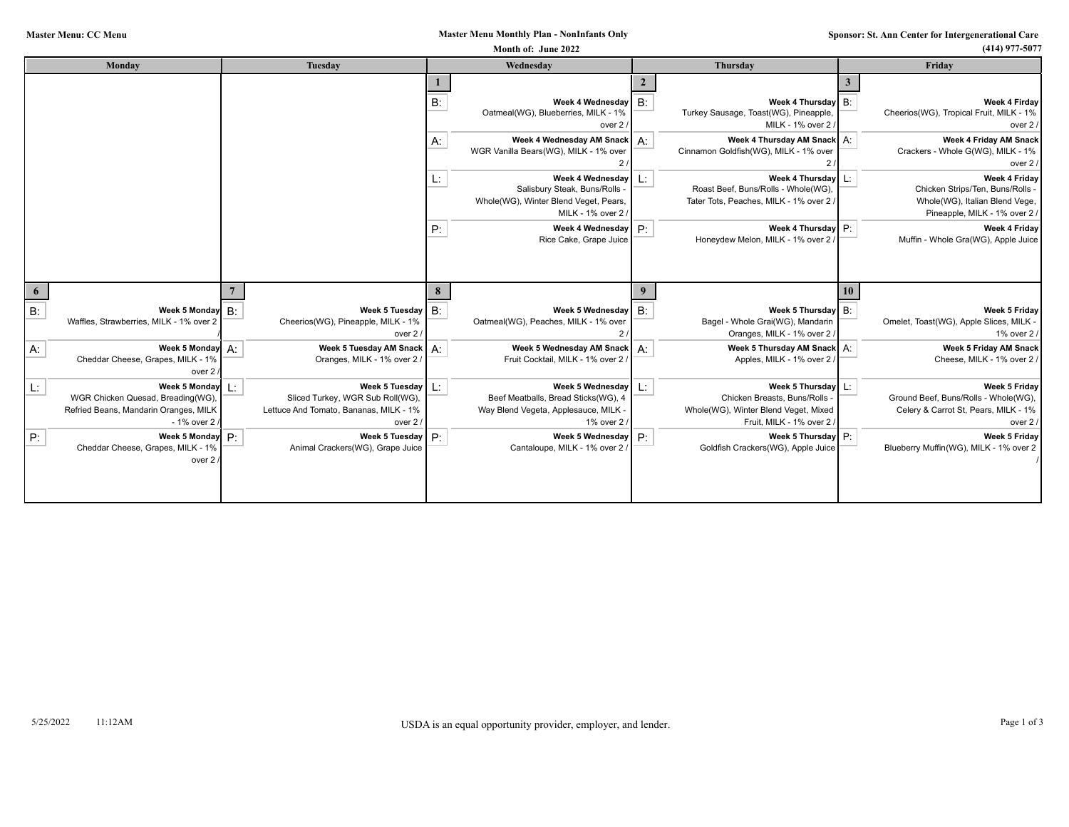**Master Menu: CC Menu**

**Master Menu Monthly Plan - NonInfants Only**

**Month of: June 2022**

**Sponsor: St. Ann Center for Intergenerational Care**

**(414) 977-5077**

| Monday | Tuesday | Wednesday | Thursday | Friday |
|---|---|---|---|---|
| | | **1**<br>B: **Week 4 Wednesday** Oatmeal(WG), Blueberries, MILK - 1% over 2 /<br>A: **Week 4 Wednesday AM Snack** WGR Vanilla Bears(WG), MILK - 1% over 2 /<br>L: **Week 4 Wednesday** Salisbury Steak, Buns/Rolls - Whole(WG), Winter Blend Veget, Pears, MILK - 1% over 2 /<br>P: **Week 4 Wednesday** Rice Cake, Grape Juice | **2**<br>B: **Week 4 Thursday** Turkey Sausage, Toast(WG), Pineapple, MILK - 1% over 2 /<br>A: **Week 4 Thursday AM Snack** Cinnamon Goldfish(WG), MILK - 1% over 2 /<br>L: **Week 4 Thursday** Roast Beef, Buns/Rolls - Whole(WG), Tater Tots, Peaches, MILK - 1% over 2 /<br>P: **Week 4 Thursday** Honeydew Melon, MILK - 1% over 2 / | **3**<br>B: **Week 4 Firday** Cheerios(WG), Tropical Fruit, MILK - 1% over 2 /<br>A: **Week 4 Friday AM Snack** Crackers - Whole G(WG), MILK - 1% over 2 /<br>L: **Week 4 Friday** Chicken Strips/Ten, Buns/Rolls - Whole(WG), Italian Blend Vege, Pineapple, MILK - 1% over 2 /<br>P: **Week 4 Friday** Muffin - Whole Gra(WG), Apple Juice |
| **6**<br>B: **Week 5 Monday** Waffles, Strawberries, MILK - 1% over 2 /<br>A: **Week 5 Monday** Cheddar Cheese, Grapes, MILK - 1% over 2 /<br>L: **Week 5 Monday** WGR Chicken Quesad, Breading(WG), Refried Beans, Mandarin Oranges, MILK - 1% over 2 /<br>P: **Week 5 Monday** Cheddar Cheese, Grapes, MILK - 1% over 2 / | **7**<br>B: **Week 5 Tuesday** Cheerios(WG), Pineapple, MILK - 1% over 2 /<br>A: **Week 5 Tuesday AM Snack** Oranges, MILK - 1% over 2 /<br>L: **Week 5 Tuesday** Sliced Turkey, WGR Sub Roll(WG), Lettuce And Tomato, Bananas, MILK - 1% over 2 /<br>P: **Week 5 Tuesday** Animal Crackers(WG), Grape Juice | **8**<br>B: **Week 5 Wednesday** Oatmeal(WG), Peaches, MILK - 1% over 2 /<br>A: **Week 5 Wednesday AM Snack** Fruit Cocktail, MILK - 1% over 2 /<br>L: **Week 5 Wednesday** Beef Meatballs, Bread Sticks(WG), 4 Way Blend Vegeta, Applesauce, MILK - 1% over 2 /<br>P: **Week 5 Wednesday** Cantaloupe, MILK - 1% over 2 / | **9**<br>B: **Week 5 Thursday** Bagel - Whole Grai(WG), Mandarin Oranges, MILK - 1% over 2 /<br>A: **Week 5 Thursday AM Snack** Apples, MILK - 1% over 2 /<br>L: **Week 5 Thursday** Chicken Breasts, Buns/Rolls - Whole(WG), Winter Blend Veget, Mixed Fruit, MILK - 1% over 2 /<br>P: **Week 5 Thursday** Goldfish Crackers(WG), Apple Juice | **10**<br>B: **Week 5 Friday** Omelet, Toast(WG), Apple Slices, MILK - 1% over 2 /<br>A: **Week 5 Friday AM Snack** Cheese, MILK - 1% over 2 /<br>L: **Week 5 Friday** Ground Beef, Buns/Rolls - Whole(WG), Celery & Carrot St, Pears, MILK - 1% over 2 /<br>P: **Week 5 Friday** Blueberry Muffin(WG), MILK - 1% over 2 / |

5/25/2022 11:12AM

USDA is an equal opportunity provider, employer, and lender.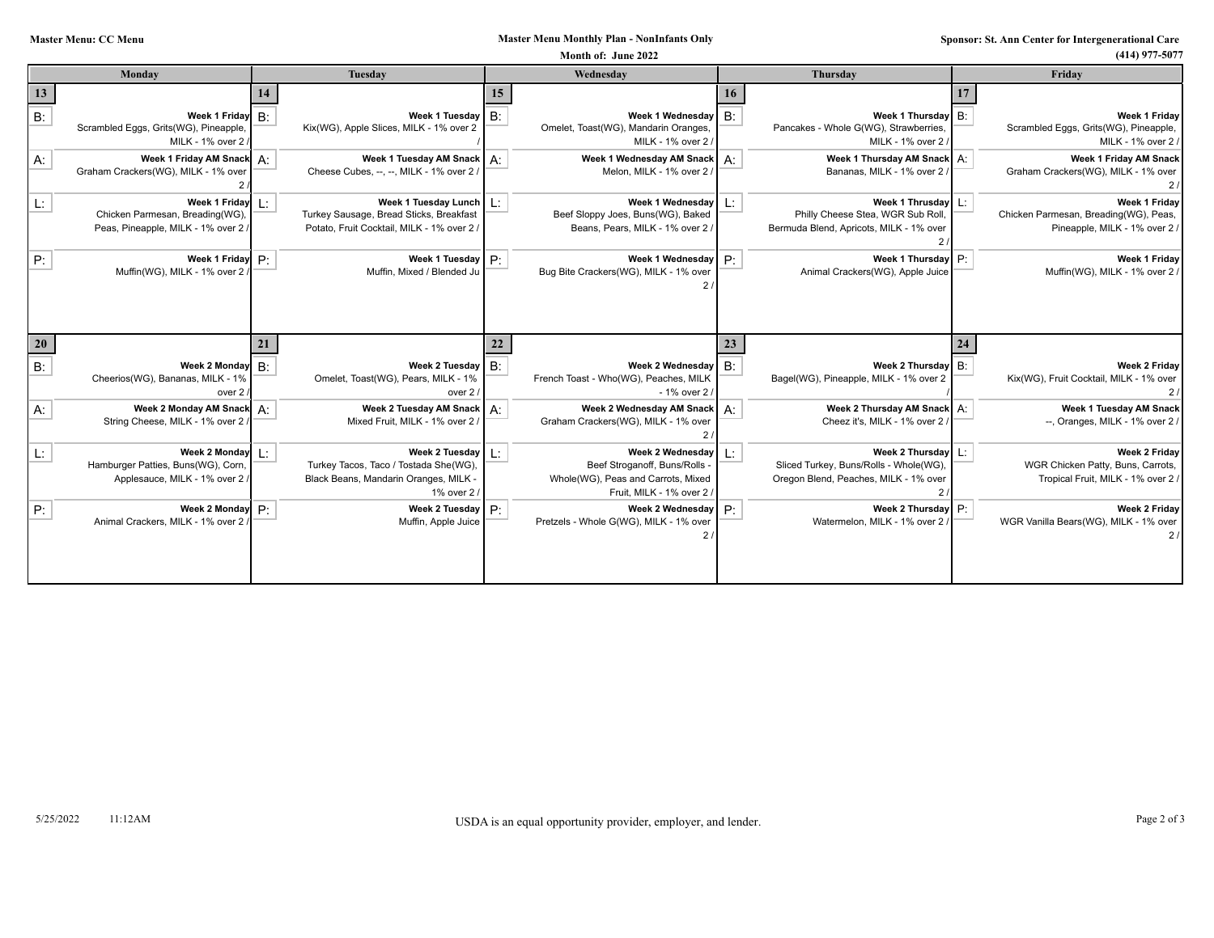Master Menu: CC Menu

**Master Menu Monthly Plan - NonInfants Only**

**Month of: June 2022**

**Sponsor: St. Ann Center for Intergenerational Care**
**(414) 977-5077**

| Monday | Tuesday | Wednesday | Thursday | Friday |
|---|---|---|---|---|
| **13** | **14** | **15** | **16** | **17** |
| B: **Week 1 Friday** Scrambled Eggs, Grits(WG), Pineapple, MILK - 1% over 2 / | B: **Week 1 Tuesday** Kix(WG), Apple Slices, MILK - 1% over 2 / | B: **Week 1 Wednesday** Omelet, Toast(WG), Mandarin Oranges, MILK - 1% over 2 / | B: **Week 1 Thursday** Pancakes - Whole G(WG), Strawberries, MILK - 1% over 2 / | B: **Week 1 Friday** Scrambled Eggs, Grits(WG), Pineapple, MILK - 1% over 2 / |
| A: **Week 1 Friday AM Snack** Graham Crackers(WG), MILK - 1% over 2 / | A: **Week 1 Tuesday AM Snack** Cheese Cubes, --, --, MILK - 1% over 2 / | A: **Week 1 Wednesday AM Snack** Melon, MILK - 1% over 2 / | A: **Week 1 Thursday AM Snack** Bananas, MILK - 1% over 2 / | A: **Week 1 Friday AM Snack** Graham Crackers(WG), MILK - 1% over 2 / |
| L: **Week 1 Friday** Chicken Parmesan, Breading(WG), Peas, Pineapple, MILK - 1% over 2 / | L: **Week 1 Tuesday Lunch** Turkey Sausage, Bread Sticks, Breakfast Potato, Fruit Cocktail, MILK - 1% over 2 / | L: **Week 1 Wednesday** Beef Sloppy Joes, Buns(WG), Baked Beans, Pears, MILK - 1% over 2 / | L: **Week 1 Thrusday** Philly Cheese Stea, WGR Sub Roll, Bermuda Blend, Apricots, MILK - 1% over 2 / | L: **Week 1 Friday** Chicken Parmesan, Breading(WG), Peas, Pineapple, MILK - 1% over 2 / |
| P: **Week 1 Friday** Muffin(WG), MILK - 1% over 2 / | P: **Week 1 Tuesday** Muffin, Mixed / Blended Ju | P: **Week 1 Wednesday** Bug Bite Crackers(WG), MILK - 1% over 2 / | P: **Week 1 Thursday** Animal Crackers(WG), Apple Juice | P: **Week 1 Friday** Muffin(WG), MILK - 1% over 2 / |
| **20** | **21** | **22** | **23** | **24** |
| B: **Week 2 Monday** Cheerios(WG), Bananas, MILK - 1% over 2 / | B: **Week 2 Tuesday** Omelet, Toast(WG), Pears, MILK - 1% over 2 / | B: **Week 2 Wednesday** French Toast - Who(WG), Peaches, MILK - 1% over 2 / | B: **Week 2 Thursday** Bagel(WG), Pineapple, MILK - 1% over 2 / | B: **Week 2 Friday** Kix(WG), Fruit Cocktail, MILK - 1% over 2 / |
| A: **Week 2 Monday AM Snack** String Cheese, MILK - 1% over 2 / | A: **Week 2 Tuesday AM Snack** Mixed Fruit, MILK - 1% over 2 / | A: **Week 2 Wednesday AM Snack** Graham Crackers(WG), MILK - 1% over 2 / | A: **Week 2 Thursday AM Snack** Cheez it's, MILK - 1% over 2 / | A: **Week 1 Tuesday AM Snack** --, Oranges, MILK - 1% over 2 / |
| L: **Week 2 Monday** Hamburger Patties, Buns(WG), Corn, Applesauce, MILK - 1% over 2 / | L: **Week 2 Tuesday** Turkey Tacos, Taco / Tostada She(WG), Black Beans, Mandarin Oranges, MILK - 1% over 2 / | L: **Week 2 Wednesday** Beef Stroganoff, Buns/Rolls - Whole(WG), Peas and Carrots, Mixed Fruit, MILK - 1% over 2 / | L: **Week 2 Thursday** Sliced Turkey, Buns/Rolls - Whole(WG), Oregon Blend, Peaches, MILK - 1% over 2 / | L: **Week 2 Friday** WGR Chicken Patty, Buns, Carrots, Tropical Fruit, MILK - 1% over 2 / |
| P: **Week 2 Monday** Animal Crackers, MILK - 1% over 2 / | P: **Week 2 Tuesday** Muffin, Apple Juice | P: **Week 2 Wednesday** Pretzels - Whole G(WG), MILK - 1% over 2 / | P: **Week 2 Thursday** Watermelon, MILK - 1% over 2 / | P: **Week 2 Friday** WGR Vanilla Bears(WG), MILK - 1% over 2 / |

5/25/2022 11:12AM

USDA is an equal opportunity provider, employer, and lender.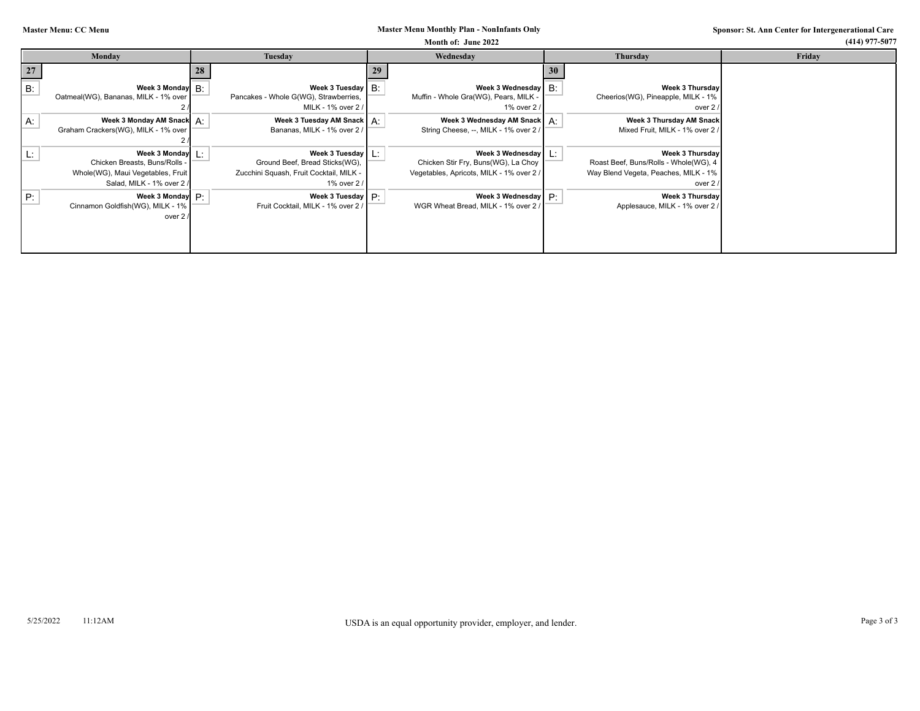Master Menu: CC Menu

**Master Menu Monthly Plan - NonInfants Only**

**Month of: June 2022**

**Sponsor: St. Ann Center for Intergenerational Care**

**(414) 977-5077**

| Monday | Tuesday | Wednesday | Thursday | Friday |
|---|---|---|---|---|
| **27** | **28** | **29** | **30** | |
| B: **Week 3 Monday** Oatmeal(WG), Bananas, MILK - 1% over 2 / | B: **Week 3 Tuesday** Pancakes - Whole G(WG), Strawberries, MILK - 1% over 2 / | B: **Week 3 Wednesday** Muffin - Whole Gra(WG), Pears, MILK - 1% over 2 / | B: **Week 3 Thursday** Cheerios(WG), Pineapple, MILK - 1% over 2 / | |
| A: **Week 3 Monday AM Snack** Graham Crackers(WG), MILK - 1% over 2 / | A: **Week 3 Tuesday AM Snack** Bananas, MILK - 1% over 2 / | A: **Week 3 Wednesday AM Snack** String Cheese, --, MILK - 1% over 2 / | A: **Week 3 Thursday AM Snack** Mixed Fruit, MILK - 1% over 2 / | |
| L: **Week 3 Monday** Chicken Breasts, Buns/Rolls - Whole(WG), Maui Vegetables, Fruit Salad, MILK - 1% over 2 / | L: **Week 3 Tuesday** Ground Beef, Bread Sticks(WG), Zucchini Squash, Fruit Cocktail, MILK - 1% over 2 / | L: **Week 3 Wednesday** Chicken Stir Fry, Buns(WG), La Choy Vegetables, Apricots, MILK - 1% over 2 / | L: **Week 3 Thursday** Roast Beef, Buns/Rolls - Whole(WG), 4 Way Blend Vegeta, Peaches, MILK - 1% over 2 / | |
| P: **Week 3 Monday** Cinnamon Goldfish(WG), MILK - 1% over 2 / | P: **Week 3 Tuesday** Fruit Cocktail, MILK - 1% over 2 / | P: **Week 3 Wednesday** WGR Wheat Bread, MILK - 1% over 2 / | P: **Week 3 Thursday** Applesauce, MILK - 1% over 2 / | |

5/25/2022 11:12AM

USDA is an equal opportunity provider, employer, and lender.